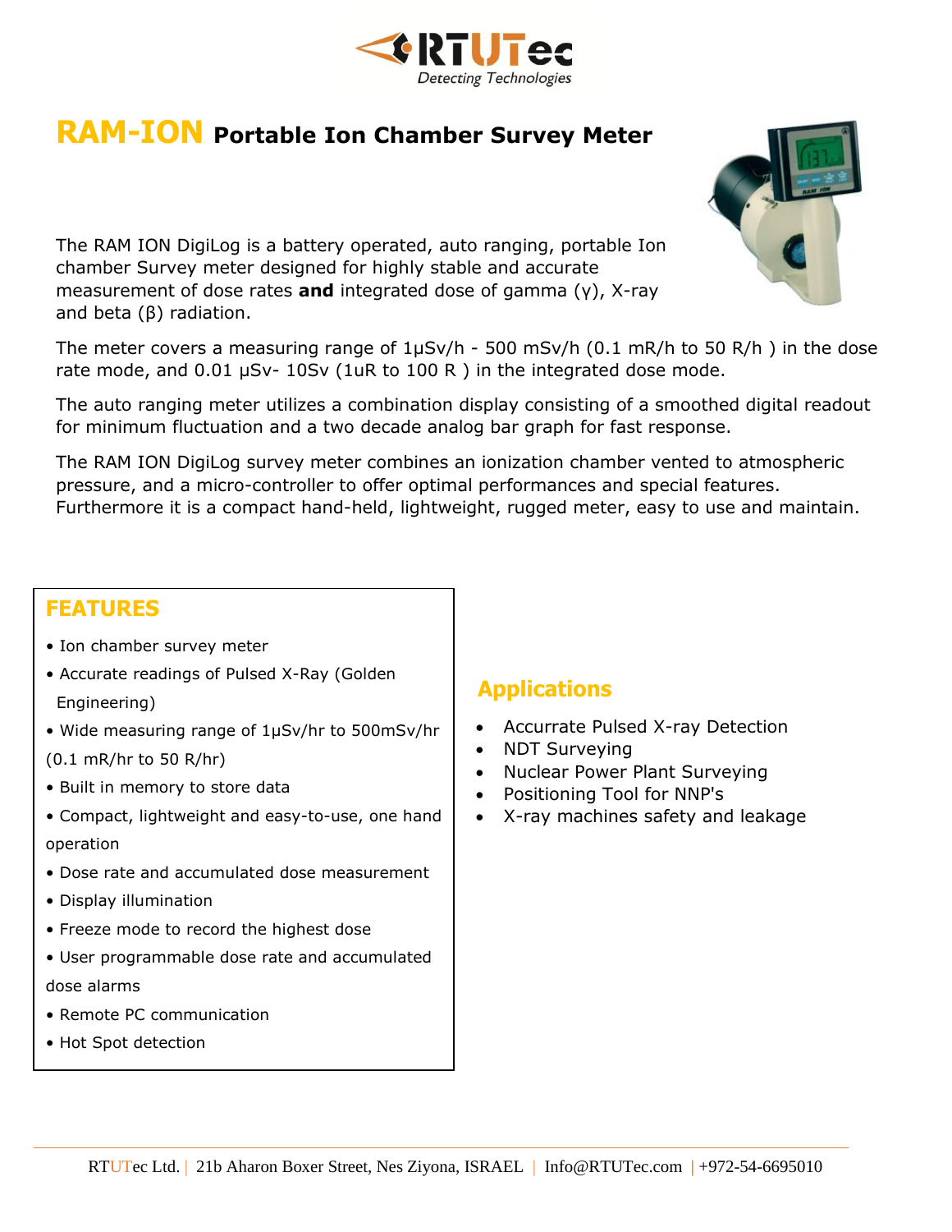RTUTec

Detecting Technologies

# RAM-ION Portable Ion Chamber Survey Meter

The RAM ION DigiLog is a battery operated, auto ranging, portable Ion chamber Survey meter designed for highly stable and accurate measurement of dose rates **and** integrated dose of gamma (γ), X-ray and beta (β) radiation.

The meter covers a measuring range of 1μSv/h - 500 mSv/h (0.1 mR/h to 50 R/h ) in the dose rate mode, and 0.01 μSv- 10Sv (1uR to 100 R ) in the integrated dose mode.

The auto ranging meter utilizes a combination display consisting of a smoothed digital readout for minimum fluctuation and a two decade analog bar graph for fast response.

The RAM ION DigiLog survey meter combines an ionization chamber vented to atmospheric pressure, and a micro-controller to offer optimal performances and special features. Furthermore it is a compact hand-held, lightweight, rugged meter, easy to use and maintain.

## FEATURES

- Ion chamber survey meter
- Accurate readings of Pulsed X-Ray (Golden Engineering)
- Wide measuring range of 1μSv/hr to 500mSv/hr (0.1 mR/hr to 50 R/hr)
- Built in memory to store data
- Compact, lightweight and easy-to-use, one hand operation
- Dose rate and accumulated dose measurement
- Display illumination
- Freeze mode to record the highest dose
- User programmable dose rate and accumulated dose alarms
- Remote PC communication
- Hot Spot detection

## Applications

- Accurrate Pulsed X-ray Detection
- NDT Surveying
- Nuclear Power Plant Surveying
- Positioning Tool for NNP's
- X-ray machines safety and leakage

RTUTec Ltd. | 21b Aharon Boxer Street, Nes Ziyona, ISRAEL | Info@RTUTec.com | +972-54-6695010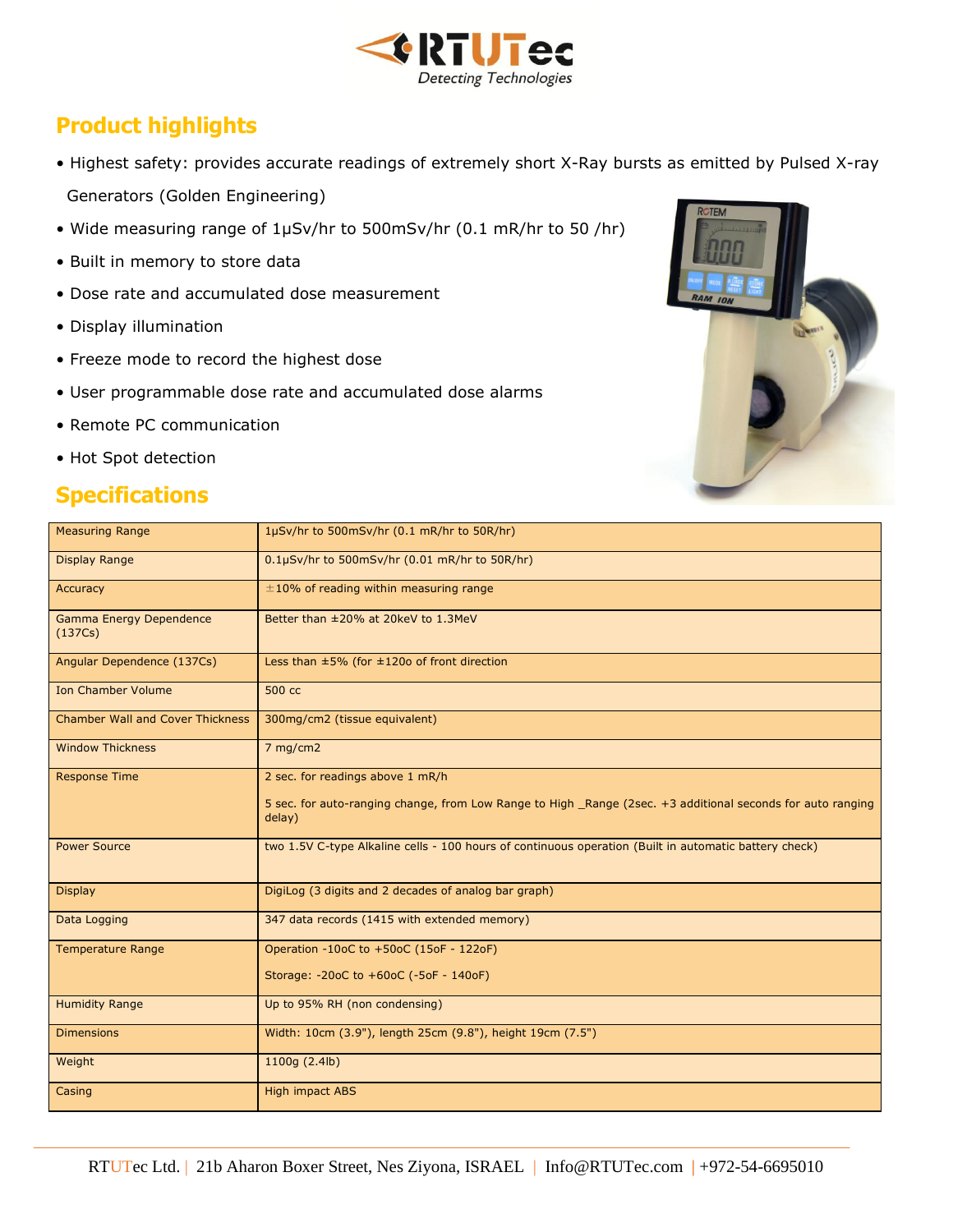## Product highlights

- Highest safety: provides accurate readings of extremely short X-Ray bursts as emitted by Pulsed X-ray Generators (Golden Engineering)
- Wide measuring range of 1μSv/hr to 500mSv/hr (0.1 mR/hr to 50 /hr)
- Built in memory to store data
- Dose rate and accumulated dose measurement
- Display illumination
- Freeze mode to record the highest dose
- User programmable dose rate and accumulated dose alarms
- Remote PC communication
- Hot Spot detection

## Specifications

| | |
|---|---|
| Measuring Range | 1μSv/hr to 500mSv/hr (0.1 mR/hr to 50R/hr) |
| Display Range | 0.1μSv/hr to 500mSv/hr (0.01 mR/hr to 50R/hr) |
| Accuracy | ±10% of reading within measuring range |
| Gamma Energy Dependence (137Cs) | Better than ±20% at 20keV to 1.3MeV |
| Angular Dependence (137Cs) | Less than ±5% (for ±120o of front direction |
| Ion Chamber Volume | 500 cc |
| Chamber Wall and Cover Thickness | 300mg/cm2 (tissue equivalent) |
| Window Thickness | 7 mg/cm2 |
| Response Time | 2 sec. for readings above 1 mR/h<br><br>5 sec. for auto-ranging change, from Low Range to High _Range (2sec. +3 additional seconds for auto ranging delay) |
| Power Source | two 1.5V C-type Alkaline cells - 100 hours of continuous operation (Built in automatic battery check) |
| Display | DigiLog (3 digits and 2 decades of analog bar graph) |
| Data Logging | 347 data records (1415 with extended memory) |
| Temperature Range | Operation -10oC to +50oC (15oF - 122oF)<br><br>Storage: -20oC to +60oC (-5oF - 140oF) |
| Humidity Range | Up to 95% RH (non condensing) |
| Dimensions | Width: 10cm (3.9"), length 25cm (9.8"), height 19cm (7.5") |
| Weight | 1100g (2.4lb) |
| Casing | High impact ABS |

RTUTec Ltd. | 21b Aharon Boxer Street, Nes Ziyona, ISRAEL | Info@RTUTec.com | +972-54-6695010